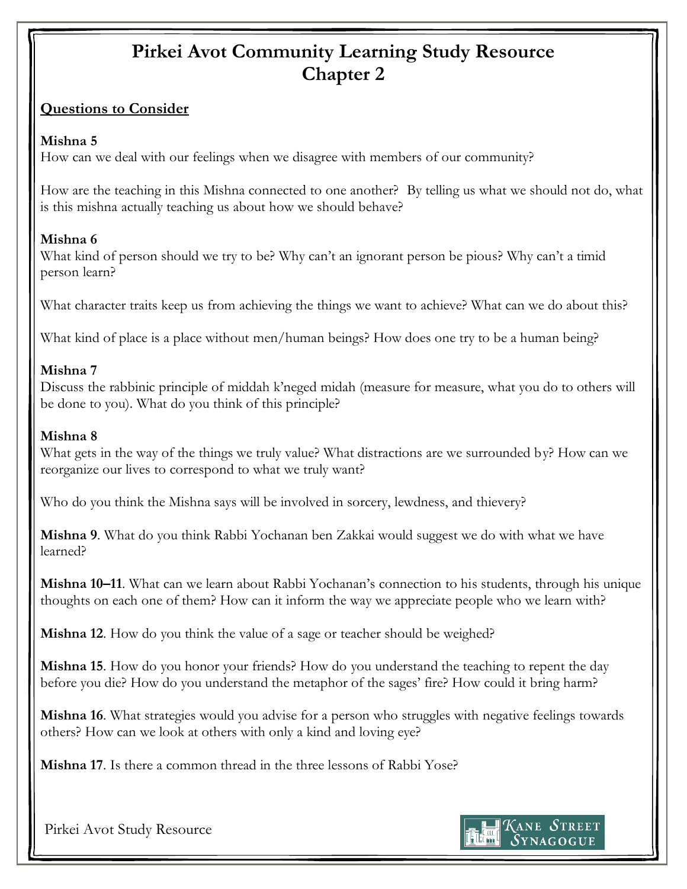# Pirkei Avot Community Learning Study Resource
# Chapter 2

**Questions to Consider**

**Mishna 5**

How can we deal with our feelings when we disagree with members of our community?

How are the teaching in this Mishna connected to one another? By telling us what we should not do, what is this mishna actually teaching us about how we should behave?

**Mishna 6**

What kind of person should we try to be? Why can't an ignorant person be pious? Why can't a timid person learn?

What character traits keep us from achieving the things we want to achieve? What can we do about this?

What kind of place is a place without men/human beings? How does one try to be a human being?

**Mishna 7**

Discuss the rabbinic principle of middah k'neged midah (measure for measure, what you do to others will be done to you). What do you think of this principle?

**Mishna 8**

What gets in the way of the things we truly value? What distractions are we surrounded by? How can we reorganize our lives to correspond to what we truly want?

Who do you think the Mishna says will be involved in sorcery, lewdness, and thievery?

**Mishna 9**. What do you think Rabbi Yochanan ben Zakkai would suggest we do with what we have learned?

**Mishna 10–11**. What can we learn about Rabbi Yochanan's connection to his students, through his unique thoughts on each one of them? How can it inform the way we appreciate people who we learn with?

**Mishna 12**. How do you think the value of a sage or teacher should be weighed?

**Mishna 15**. How do you honor your friends? How do you understand the teaching to repent the day before you die? How do you understand the metaphor of the sages' fire? How could it bring harm?

**Mishna 16**. What strategies would you advise for a person who struggles with negative feelings towards others? How can we look at others with only a kind and loving eye?

**Mishna 17**. Is there a common thread in the three lessons of Rabbi Yose?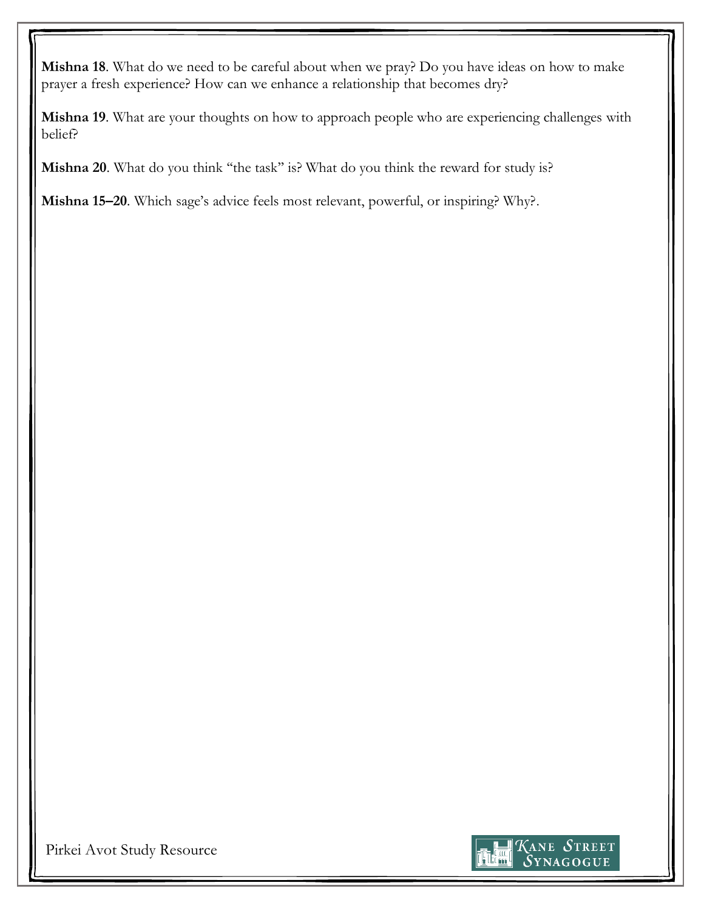**Mishna 18**. What do we need to be careful about when we pray? Do you have ideas on how to make prayer a fresh experience? How can we enhance a relationship that becomes dry?

**Mishna 19**. What are your thoughts on how to approach people who are experiencing challenges with belief?

**Mishna 20**. What do you think "the task" is? What do you think the reward for study is?

**Mishna 15–20**. Which sage's advice feels most relevant, powerful, or inspiring? Why?.